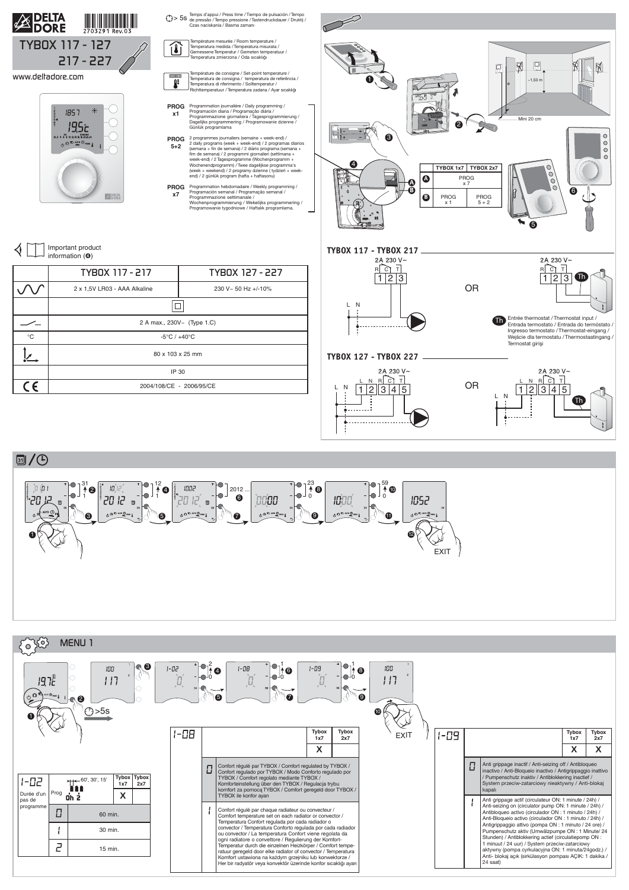# DELTA DORE

2703291 Rev.03

# TYBOX 117 - 127 217 - 227

www.deltadore.com

> 5s Temps d'appui / Press time / Tiempo de pulsación / Tempo de pressão / Tempo pressione / Tastendruckdauer / Druktij / Czas naciskania / Basma zamanı

Température mesurée / Room temperature / Temperatura medida / Temperatura misurata / Gemessene Temperatur / Gemeten temperatuur / Temperatura zmierzona / Oda sıcaklığı

Température de consigne / Set-point temperature / Temperatura de consigna / temperatura de referência / Temperatura di riferimento / Solltemperatur / Richttemperatuur / Temperatura zadana / Ayar sıcaklığı

**PROG x1** Programmation journalière / Daily programming / Programación diaria / Programação diária / Programmazione giornaliera / Tagesprogrammierung / Dagelijks programmering / Programowanie dzienne / Günlük programlama

**PROG 5+2** 2 programmes journaliers (semaine + week-end) / 2 daily programs (week + week-end) / 2 programas diarios (semana + fin de semana) / 2 diário programa (semana + fim de semana) / 2 programmi giornalieri (settimana + week-end) / 2 Tagesprogramme (Wochenprogramm + Wochenendprogramm) / Twee dagelijkse programma's (week + weekend) / 2 programy dzienne ( tydzień + weekend) / 2 günlük program (hafta + haftasonu)

**PROG x7** Programmation hebdomadaire / Weekly programming / Programación semanal / Programação semanal / Programmazione settimanale / Wochenprogrammierung / Wekelijks programmering / Programowanie tygodniowe / Haftalık programlama.

Important product information (❹)

| | TYBOX 117 - 217 | TYBOX 127 - 227 |
|---|---|---|
| | 2 x 1,5V LR03 - AAA Alkaline | 230 V~ 50 Hz +/-10% |
| | ☐ | |
| | 2 A max., 230V~ (Type 1.C) | |
| °C | -5°C / +40°C | |
| | 80 x 103 x 25 mm | |
| | IP 30 | |
| CE | 2004/108/CE - 2006/95/CE | |

~1,50 m — Mini 20 cm

| | TYBOX 1x7 | TYBOX 2x7 |
|---|---|---|
| A | PROG x 7 | |
| B | PROG x 1 | PROG 5 + 2 |

## TYBOX 117 - TYBOX 217

2A 230 V~ — R C T — 1 2 3 — L N — OR — 2A 230 V~ — R C T — 1 2 3 — Th

Th: Entrée thermostat / Thermostat input / Entrada termostato / Entrada do termóstato / Ingresso termostato / Thermostat-eingang / Wejście dla termostatu / Thermostaatingang / Termostat girişi

## TYBOX 127 - TYBOX 227

2A 230 V~ — L N R C T — 1 2 3 4 5 — L N — OR — 2A 230 V~ — L N R C T — 1 2 3 4 5 — L N — Th

## 31 / ⏱

31 … 1 — 12 … 1 — 2012 ... — 23 … 0 — 59 … 0 — EXIT

## MENU 1

>5s — 2 … 0 — 1 … 0 — 1 … 0 — EXIT

| 1-02 | | | Tybox 1x7 | Tybox 2x7 |
|---|---|---|---|---|
| Durée d'un pas de programme | Prog 0h 2 (60', 30', 15') | | X | |
| | 0 | 60 min. | | |
| | 1 | 30 min. | | |
| | 2 | 15 min. | | |

| 1-08 | | Tybox 1x7 | Tybox 2x7 |
|---|---|---|---|
| | | X | |
| 0 | Confort régulé par TYBOX / Comfort regulated by TYBOX / Confort regulado por TYBOX / Modo Conforto regulado por TYBOX / Comfort regolato mediante TYBOX / Komforteinstellung über den TYBOX / Regulacja trybu komfort za pomocą TYBOX / Comfort geregeld door TYBOX / TYBOX ile konfor ayarı | | |
| 1 | Confort régulé par chaque radiateur ou convecteur / Comfort temperature set on each radiator or convector / Temperatura Confort regulada por cada radiador o convector / Temperatura Conforto regulada por cada radiador ou convector / La temperatura Confort viene regolata da ogni radiatore o convettore / Regulierung der Komfort-Temperatur durch die einzelnen Heizkörper / Comfort temperatuur geregeld door elke radiator of convector / Temperatura Komfort ustawiona na każdym grzejniku lub konwektorze / Her bir radyatör veya konvektör üzerinde konfor sıcaklığı ayarı | | |

| 1-09 | | Tybox 1x7 | Tybox 2x7 |
|---|---|---|---|
| | | X | X |
| 0 | Anti grippage inactif / Anti-seizing off / Antibloqueo inactivo / Anti-Bloqueio inactivo / Antigrippaggio inattivo / Pumpenschutz inaktiv / Antiblokkering inactief / System przeciw-zatarciowy nieaktywny / Anti-blokaj kapalı | | |
| 1 | Anti grippage actif (circulateur ON: 1 minute / 24h) / Anti-seizing on (circulator pump ON: 1 minute / 24h) / Antibloqueo activo (circulador ON : 1 minuto / 24h) / Anti-Bloqueio activo (circulador ON : 1 minuto / 24h) / Antigrippaggio attivo (pompa ON : 1 minuto / 24 ore) / Pumpenschutz aktiv (Umwälzpumpe ON : 1 Minute/ 24 Stunden) / Antiblokkering actief (circulatiepomp ON : 1 minuut / 24 uur) / System przeciw-zatarciowy aktywny (pompa cyrkulacyjna ON: 1 minuta/24godz.) / Anti- blokaj açık (sirkülasyon pompası AÇIK: 1 dakika / 24 saat) | | |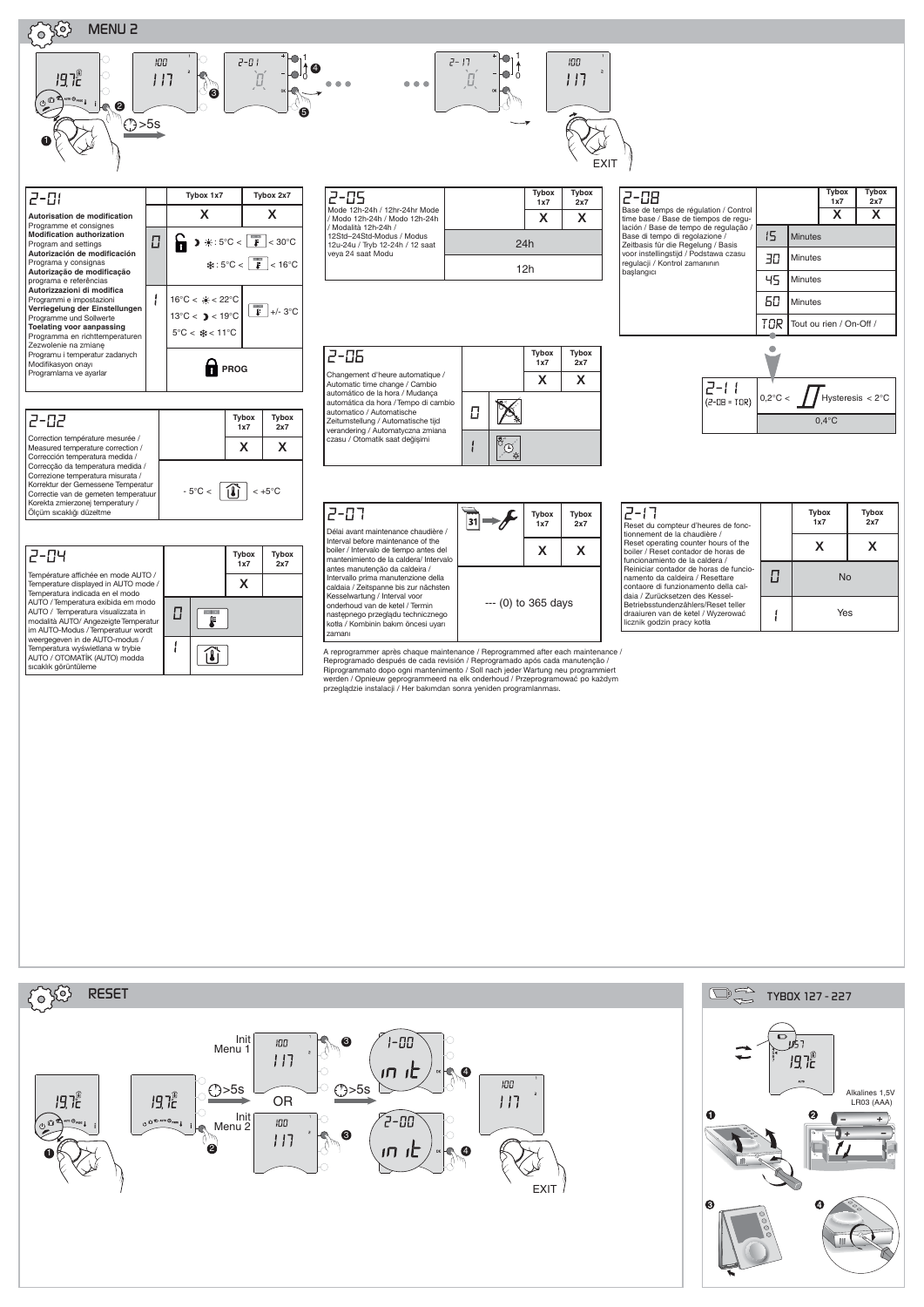## MENU 2

>5s

EXIT

| 2-01 | | Tybox 1x7 | Tybox 2x7 |
|---|---|---|---|
| **Autorisation de modification** Programme et consignes **Modification authorization** Program and settings **Autorización de modificación** Programa y consignas **Autorização de modificação** programa e referências **Autorizzazioni di modifica** Programmi e impostazioni **Verriegelung der Einstellungen** Programme und Sollwerte **Toelating voor aanpassing** Programma en richttemperaturen **Zezwolenie na zmianę** Programu i temperatur zadanych **Modifikasyon onayı** Programlama ve ayarlar | | X | X |
| | 0 | ☽ ☀ : 5°C < | < 30°C |
| | | ❄ : 5°C < | < 16°C |
| | 1 | 16°C < ☀ < 22°C / 13°C < ☽ < 19°C / 5°C < ❄ < 11°C | +/- 3°C |
| | | PROG | |

| 2-02 | Tybox 1x7 | Tybox 2x7 |
|---|---|---|
| Correction température mesurée / Measured temperature correction / Corrección temperatura medida / Correcção da temperatura medida / Correzione temperatura misurata / Korrektur der Gemessene Temperatur / Correctie van de gemeten temperatuur / Korekta zmierzonej temperatury / Ölçüm sıcaklığı düzeltme | X | X |
| | - 5°C < | < +5°C |

| 2-04 | | Tybox 1x7 | Tybox 2x7 |
|---|---|---|---|
| Température affichée en mode AUTO / Temperature displayed in AUTO mode / Temperatura indicada en el modo AUTO / Temperatura exibida em modo AUTO / Temperatura visualizzata in modalità AUTO/ Angezeigte Temperatur im AUTO-Modus / Temperatuur wordt weergegeven in de AUTO-modus / Temperatura wyświetlana w trybie AUTO / OTOMATİK (AUTO) modda sıcaklık görüntüleme | | X | |
| | 0 | | |
| | 1 | | |

| 2-05 | Tybox 1x7 | Tybox 2x7 |
|---|---|---|
| Mode 12h-24h / 12hr-24hr Mode / Modo 12h-24h / Modo 12h-24h / Modalità 12h-24h / 12Std–24Std-Modus / Modus 12u-24u / Tryb 12-24h / 12 saat veya 24 saat Modu | X | X |
| | 24h | |
| | 12h | |

| 2-06 | | Tybox 1x7 | Tybox 2x7 |
|---|---|---|---|
| Changement d'heure automatique / Automatic time change / Cambio automático de la hora / Mudança automática da hora / Tempo di cambio automatico / Automatische Zeitumstellung / Automatische tijd verandering / Automatyczna zmiana czasu / Otomatik saat değişimi | | X | X |
| | 0 | | |
| | 1 | | |

| 2-07 | Tybox 1x7 | Tybox 2x7 |
|---|---|---|
| Délai avant maintenance chaudière / Interval before maintenance of the boiler / Intervalo de tiempo antes del mantenimiento de la caldera/ Intervalo antes manutenção da caldeira / Intervallo prima manutenzione della caldaia / Zeitspanne bis zur nächsten Kesselwartung / Interval voor onderhoud van de ketel / Termin następnego przeglądu technicznego kotła / Kombinin bakım öncesi uyarı zamanı | X | X |
| | --- (0) to 365 days | |

A reprogrammer après chaque maintenance / Reprogrammed after each maintenance / Reprogramado después de cada revisión / Reprogramado após cada manutenção / Riprogrammato dopo ogni mantenimento / Soll nach jeder Wartung neu programmiert werden / Opnieuw geprogrammeerd na elk onderhoud / Przeprogramować po każdym przeglądzie instalacji / Her bakımdan sonra yeniden programlanması.

| 2-08 | | Tybox 1x7 | Tybox 2x7 |
|---|---|---|---|
| Base de temps de régulation / Control time base / Base de tiempos de regulación / Base de tempo de regulação / Base di tempo di regolazione / Zeitbasis für die Regelung / Basis voor instellingstijd / Podstawa czasu regulacji / Kontrol zamanının başlangıcı | | X | X |
| | 15 | Minutes | |
| | 30 | Minutes | |
| | 45 | Minutes | |
| | 60 | Minutes | |
| | TOR | Tout ou rien / On-Off / | |

| 2-11 (2-08 = TOR) | |
|---|---|
| 0,2°C < | Hysteresis < 2°C |
| | 0,4°C |

| 2-17 | | Tybox 1x7 | Tybox 2x7 |
|---|---|---|---|
| Reset du compteur d'heures de fonctionnement de la chaudière / Reset operating counter hours of the boiler / Reset contador de horas de funcionamiento de la caldera / Reiniciar contador de horas de funcionamento da caldeira / Resettare contaore di funzionamento della caldaia / Zurücksetzen des Kessel-Betriebsstundenzählers/Reset teller draaiuren van de ketel / Wyzerować licznik godzin pracy kotła | | X | X |
| | 0 | No | |
| | 1 | Yes | |

## RESET

>5s

Init Menu 1

OR

Init Menu 2

>5s

1-00 init

2-00 init

EXIT

## TYBOX 127 - 227

Alkalines 1,5V
LR03 (AAA)